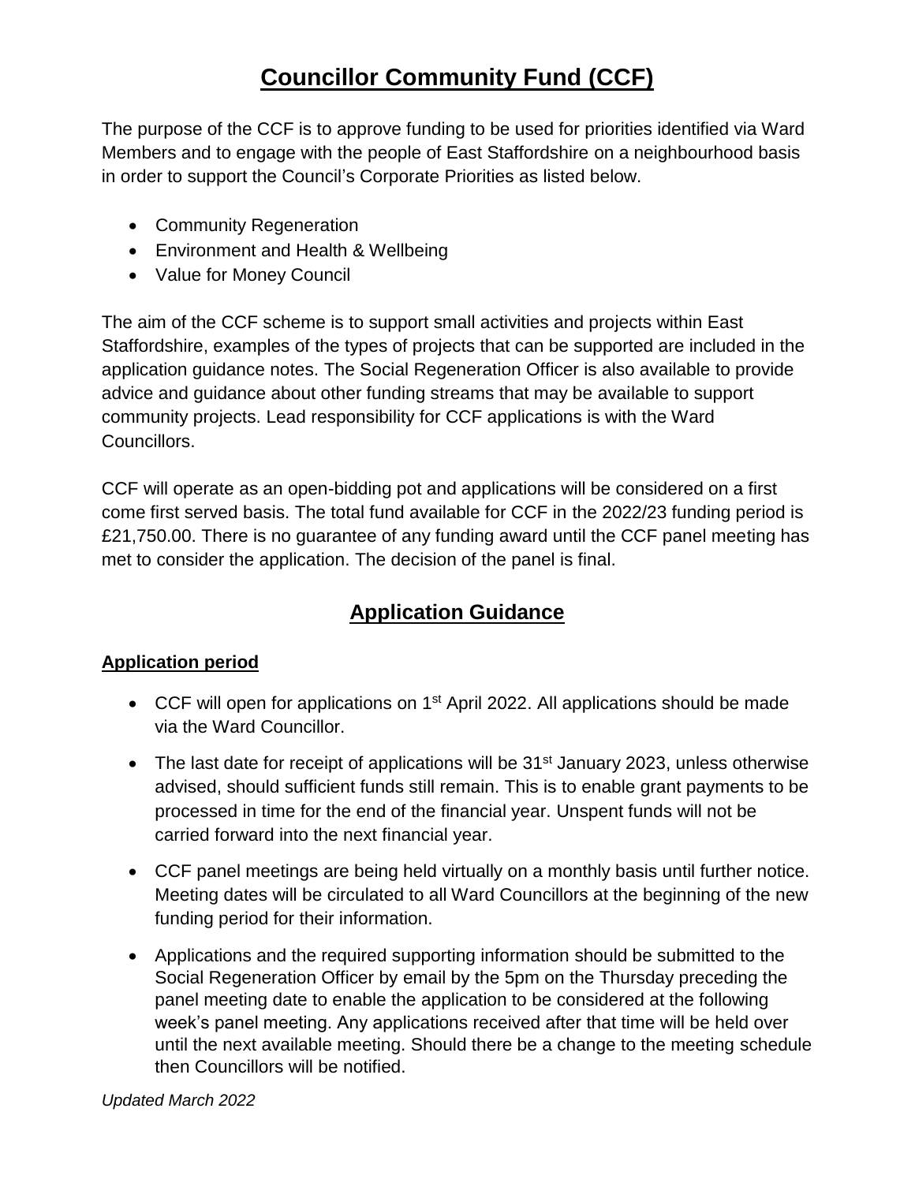# Councillor Community Fund (CCF)

The purpose of the CCF is to approve funding to be used for priorities identified via Ward Members and to engage with the people of East Staffordshire on a neighbourhood basis in order to support the Council's Corporate Priorities as listed below.

- Community Regeneration
- Environment and Health & Wellbeing
- Value for Money Council

The aim of the CCF scheme is to support small activities and projects within East Staffordshire, examples of the types of projects that can be supported are included in the application guidance notes. The Social Regeneration Officer is also available to provide advice and guidance about other funding streams that may be available to support community projects. Lead responsibility for CCF applications is with the Ward Councillors.

CCF will operate as an open-bidding pot and applications will be considered on a first come first served basis. The total fund available for CCF in the 2022/23 funding period is £21,750.00. There is no guarantee of any funding award until the CCF panel meeting has met to consider the application. The decision of the panel is final.

## Application Guidance

### Application period

- CCF will open for applications on 1st April 2022. All applications should be made via the Ward Councillor.
- The last date for receipt of applications will be 31st January 2023, unless otherwise advised, should sufficient funds still remain. This is to enable grant payments to be processed in time for the end of the financial year. Unspent funds will not be carried forward into the next financial year.
- CCF panel meetings are being held virtually on a monthly basis until further notice. Meeting dates will be circulated to all Ward Councillors at the beginning of the new funding period for their information.
- Applications and the required supporting information should be submitted to the Social Regeneration Officer by email by the 5pm on the Thursday preceding the panel meeting date to enable the application to be considered at the following week's panel meeting. Any applications received after that time will be held over until the next available meeting. Should there be a change to the meeting schedule then Councillors will be notified.

*Updated March 2022*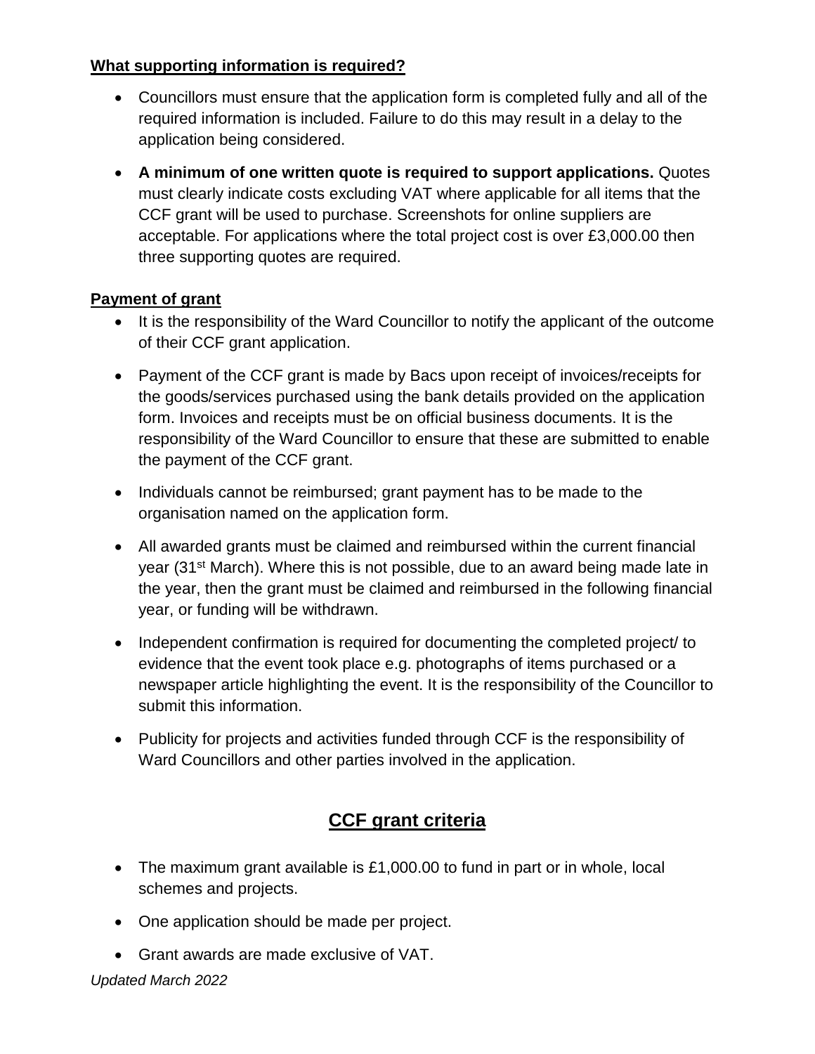**What supporting information is required?**

- Councillors must ensure that the application form is completed fully and all of the required information is included. Failure to do this may result in a delay to the application being considered.
- **A minimum of one written quote is required to support applications.** Quotes must clearly indicate costs excluding VAT where applicable for all items that the CCF grant will be used to purchase. Screenshots for online suppliers are acceptable. For applications where the total project cost is over £3,000.00 then three supporting quotes are required.

**Payment of grant**

- It is the responsibility of the Ward Councillor to notify the applicant of the outcome of their CCF grant application.
- Payment of the CCF grant is made by Bacs upon receipt of invoices/receipts for the goods/services purchased using the bank details provided on the application form. Invoices and receipts must be on official business documents. It is the responsibility of the Ward Councillor to ensure that these are submitted to enable the payment of the CCF grant.
- Individuals cannot be reimbursed; grant payment has to be made to the organisation named on the application form.
- All awarded grants must be claimed and reimbursed within the current financial year (31st March). Where this is not possible, due to an award being made late in the year, then the grant must be claimed and reimbursed in the following financial year, or funding will be withdrawn.
- Independent confirmation is required for documenting the completed project/ to evidence that the event took place e.g. photographs of items purchased or a newspaper article highlighting the event. It is the responsibility of the Councillor to submit this information.
- Publicity for projects and activities funded through CCF is the responsibility of Ward Councillors and other parties involved in the application.

## CCF grant criteria

- The maximum grant available is £1,000.00 to fund in part or in whole, local schemes and projects.
- One application should be made per project.
- Grant awards are made exclusive of VAT.

*Updated March 2022*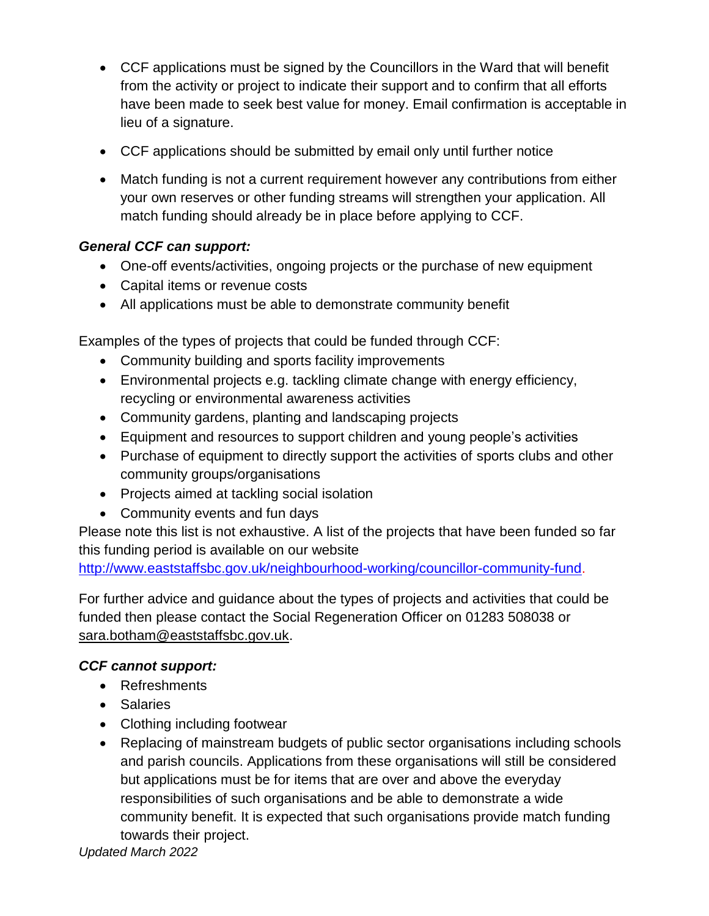- CCF applications must be signed by the Councillors in the Ward that will benefit from the activity or project to indicate their support and to confirm that all efforts have been made to seek best value for money. Email confirmation is acceptable in lieu of a signature.
- CCF applications should be submitted by email only until further notice
- Match funding is not a current requirement however any contributions from either your own reserves or other funding streams will strengthen your application. All match funding should already be in place before applying to CCF.

***General CCF can support:***

- One-off events/activities, ongoing projects or the purchase of new equipment
- Capital items or revenue costs
- All applications must be able to demonstrate community benefit

Examples of the types of projects that could be funded through CCF:

- Community building and sports facility improvements
- Environmental projects e.g. tackling climate change with energy efficiency, recycling or environmental awareness activities
- Community gardens, planting and landscaping projects
- Equipment and resources to support children and young people's activities
- Purchase of equipment to directly support the activities of sports clubs and other community groups/organisations
- Projects aimed at tackling social isolation
- Community events and fun days

Please note this list is not exhaustive. A list of the projects that have been funded so far this funding period is available on our website http://www.eaststaffsbc.gov.uk/neighbourhood-working/councillor-community-fund.

For further advice and guidance about the types of projects and activities that could be funded then please contact the Social Regeneration Officer on 01283 508038 or sara.botham@eaststaffsbc.gov.uk.

***CCF cannot support:***

- Refreshments
- Salaries
- Clothing including footwear
- Replacing of mainstream budgets of public sector organisations including schools and parish councils. Applications from these organisations will still be considered but applications must be for items that are over and above the everyday responsibilities of such organisations and be able to demonstrate a wide community benefit. It is expected that such organisations provide match funding towards their project.

*Updated March 2022*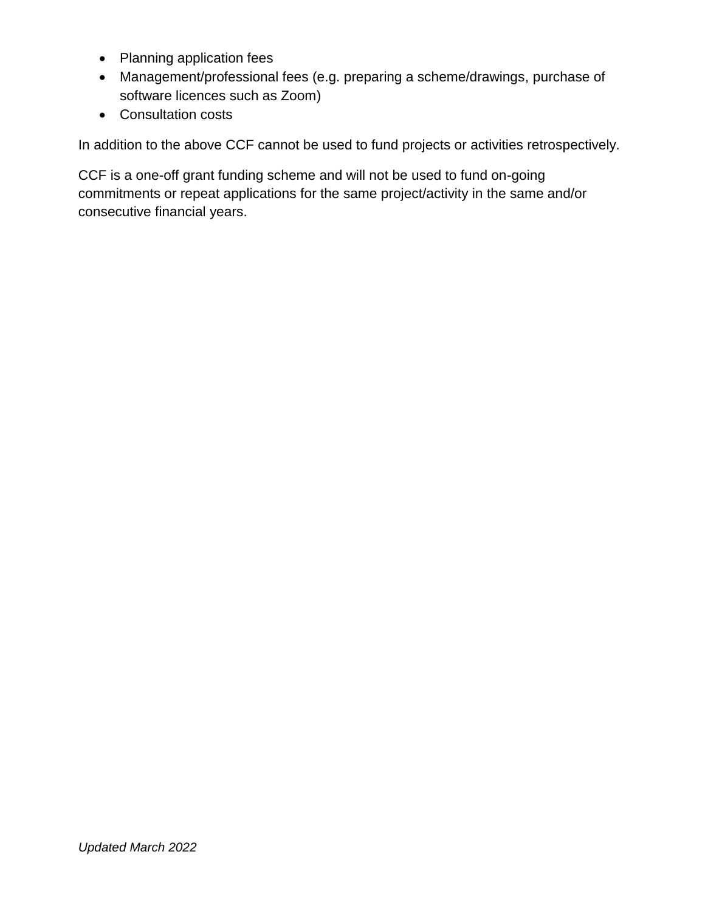- Planning application fees
- Management/professional fees (e.g. preparing a scheme/drawings, purchase of software licences such as Zoom)
- Consultation costs

In addition to the above CCF cannot be used to fund projects or activities retrospectively.

CCF is a one-off grant funding scheme and will not be used to fund on-going commitments or repeat applications for the same project/activity in the same and/or consecutive financial years.

*Updated March 2022*